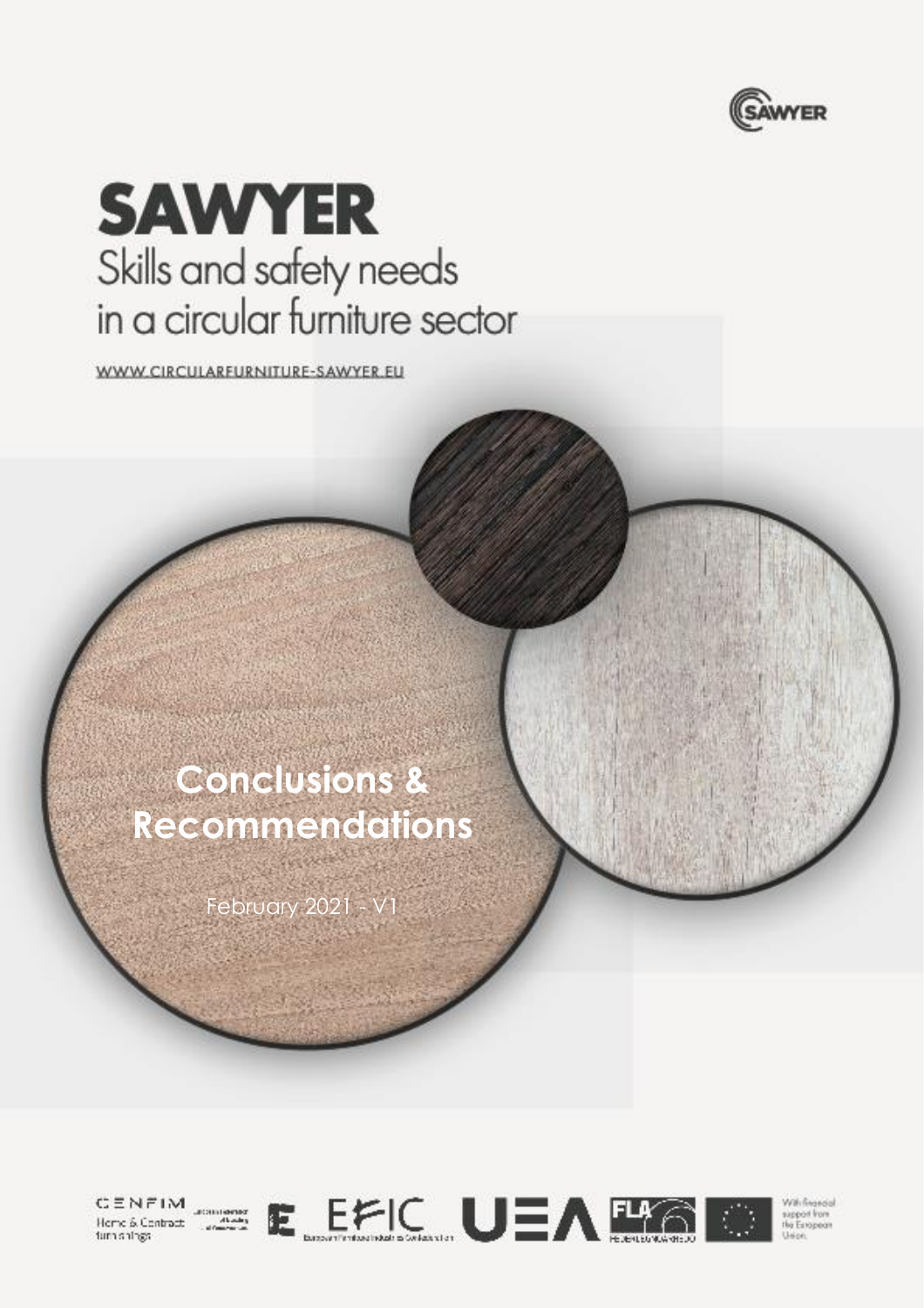# SAWYER

## Skills and safety needs in a circular furniture sector

WWW.CIRCULARFURNITURE-SAWYER.EU

# Conclusions & Recommendations

February 2021 - V1

With financial support from the European Union.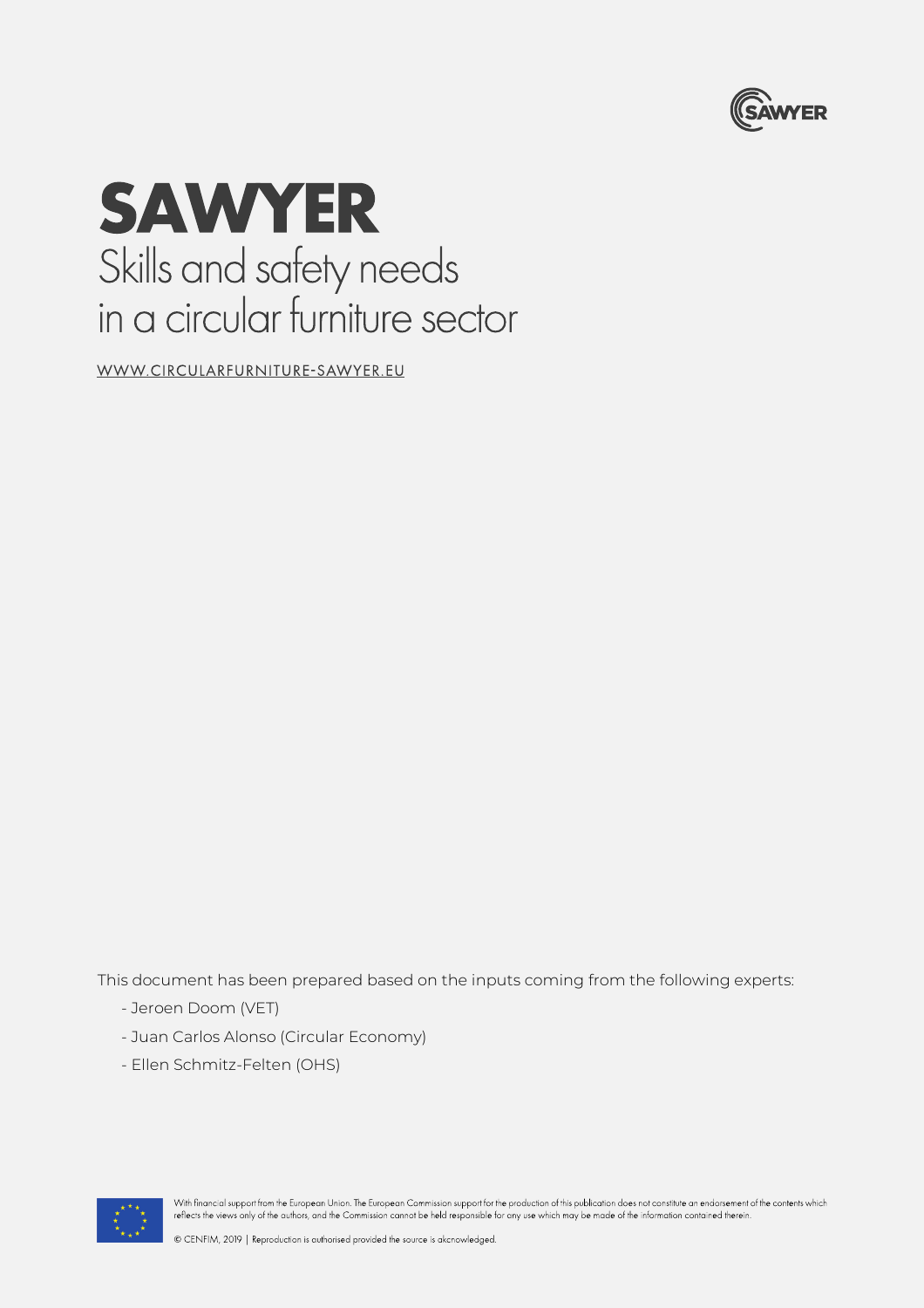# SAWYER

## Skills and safety needs in a circular furniture sector

WWW.CIRCULARFURNITURE-SAWYER.EU

This document has been prepared based on the inputs coming from the following experts:

- Jeroen Doom (VET)
- Juan Carlos Alonso (Circular Economy)
- Ellen Schmitz-Felten (OHS)

With financial support from the European Union. The European Commission support for the production of this publication does not constitute an endorsement of the contents which reflects the views only of the authors, and the Commission cannot be held responsible for any use which may be made of the information contained therein.

© CENFIM, 2019 | Reproduction is authorised provided the source is akcnowledged.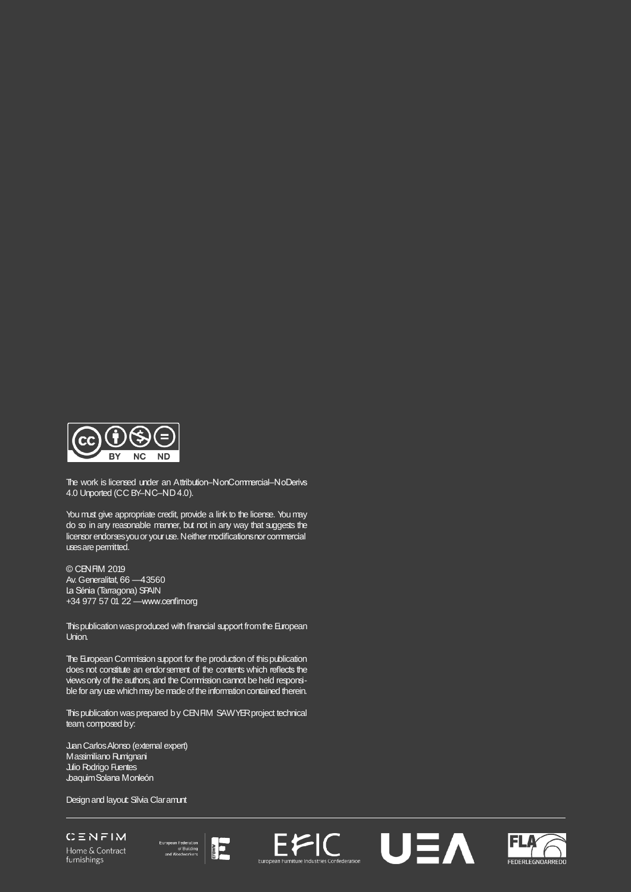The work is licensed under an Attribution–NonCommercial–NoDerivs 4.0 Unported (CC BY–NC–ND 4.0).

You must give appropriate credit, provide a link to the license. You may do so in any reasonable manner, but not in any way that suggests the licensor endorses you or your use. Neither modifications nor commercial uses are permitted.

© CENFIM 2019
Av. Generalitat, 66 — 43560
La Sénia (Tarragona) SPAIN
+34 977 57 01 22 — www.cenfim.org

This publication was produced with financial support from the European Union.

The European Commission support for the production of this publication does not constitute an endorsement of the contents which reflects the views only of the authors, and the Commission cannot be held responsible for any use which may be made of the information contained therein.

This publication was prepared by CENFIM SAWYER project technical team, composed by:

Juan Carlos Alonso (external expert)
Massimiliano Rumignani
Julio Rodrigo Fuentes
Joaquim Solana Monleón

Design and layout: Sílvia Claramunt

CENFIM Home & Contract furnishings — European Federation of Building and Woodworkers — EFIC European Furniture Industries Confederation — UEA — FLA FEDERLEGNOARREDO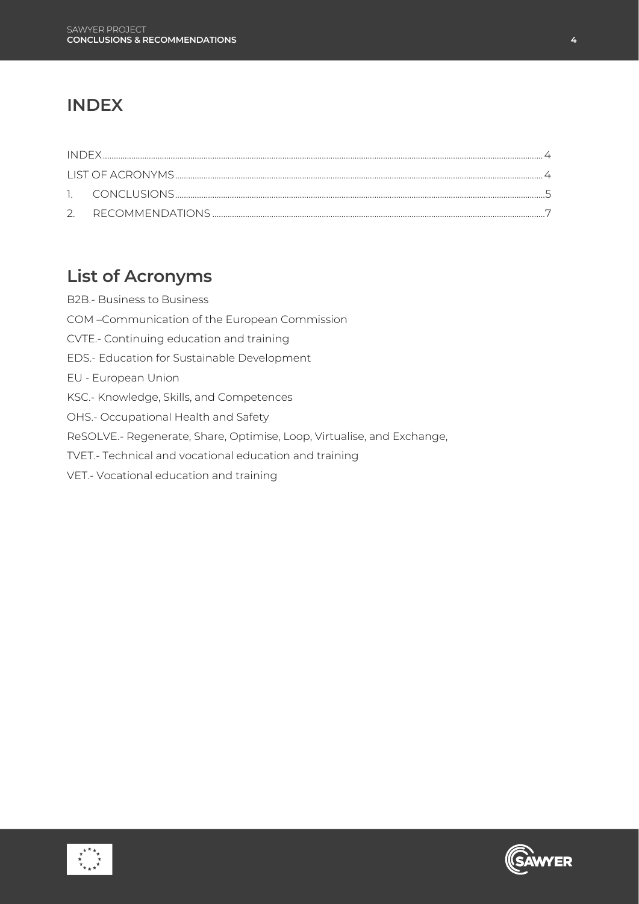# INDEX

INDEX ........ 4
LIST OF ACRONYMS ........ 4
1. CONCLUSIONS ........ 5
2. RECOMMENDATIONS ........ 7

# List of Acronyms

B2B.- Business to Business

COM –Communication of the European Commission

CVTE.- Continuing education and training

EDS.- Education for Sustainable Development

EU - European Union

KSC.- Knowledge, Skills, and Competences

OHS.- Occupational Health and Safety

ReSOLVE.- Regenerate, Share, Optimise, Loop, Virtualise, and Exchange,

TVET.- Technical and vocational education and training

VET.- Vocational education and training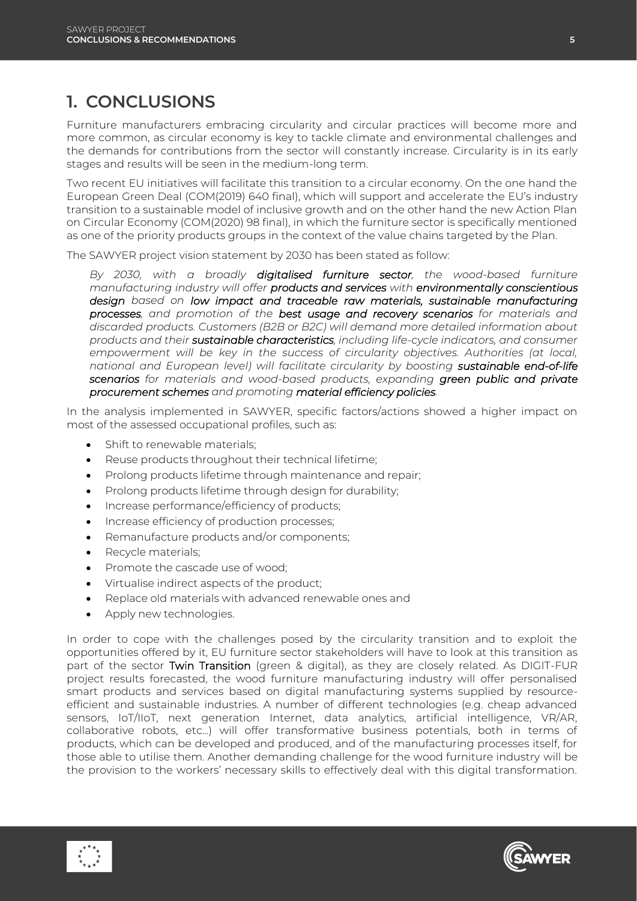# 1. CONCLUSIONS

Furniture manufacturers embracing circularity and circular practices will become more and more common, as circular economy is key to tackle climate and environmental challenges and the demands for contributions from the sector will constantly increase. Circularity is in its early stages and results will be seen in the medium-long term.

Two recent EU initiatives will facilitate this transition to a circular economy. On the one hand the European Green Deal (COM(2019) 640 final), which will support and accelerate the EU's industry transition to a sustainable model of inclusive growth and on the other hand the new Action Plan on Circular Economy (COM(2020) 98 final), in which the furniture sector is specifically mentioned as one of the priority products groups in the context of the value chains targeted by the Plan.

The SAWYER project vision statement by 2030 has been stated as follow:

> *By 2030, with a broadly* ***digitalised furniture sector****, the wood-based furniture manufacturing industry will offer* ***products and services*** *with* ***environmentally conscientious design*** *based on* ***low impact and traceable raw materials, sustainable manufacturing processes****, and promotion of the* ***best usage and recovery scenarios*** *for materials and discarded products. Customers (B2B or B2C) will demand more detailed information about products and their* ***sustainable characteristics****, including life-cycle indicators, and consumer empowerment will be key in the success of circularity objectives. Authorities (at local, national and European level) will facilitate circularity by boosting* ***sustainable end-of-life scenarios*** *for materials and wood-based products, expanding* ***green public and private procurement schemes*** *and promoting* ***material efficiency policies****.*

In the analysis implemented in SAWYER, specific factors/actions showed a higher impact on most of the assessed occupational profiles, such as:

- Shift to renewable materials;
- Reuse products throughout their technical lifetime;
- Prolong products lifetime through maintenance and repair;
- Prolong products lifetime through design for durability;
- Increase performance/efficiency of products;
- Increase efficiency of production processes;
- Remanufacture products and/or components;
- Recycle materials;
- Promote the cascade use of wood;
- Virtualise indirect aspects of the product;
- Replace old materials with advanced renewable ones and
- Apply new technologies.

In order to cope with the challenges posed by the circularity transition and to exploit the opportunities offered by it, EU furniture sector stakeholders will have to look at this transition as part of the sector Twin Transition (green & digital), as they are closely related. As DIGIT-FUR project results forecasted, the wood furniture manufacturing industry will offer personalised smart products and services based on digital manufacturing systems supplied by resource-efficient and sustainable industries. A number of different technologies (e.g. cheap advanced sensors, IoT/IIoT, next generation Internet, data analytics, artificial intelligence, VR/AR, collaborative robots, etc…) will offer transformative business potentials, both in terms of products, which can be developed and produced, and of the manufacturing processes itself, for those able to utilise them. Another demanding challenge for the wood furniture industry will be the provision to the workers' necessary skills to effectively deal with this digital transformation.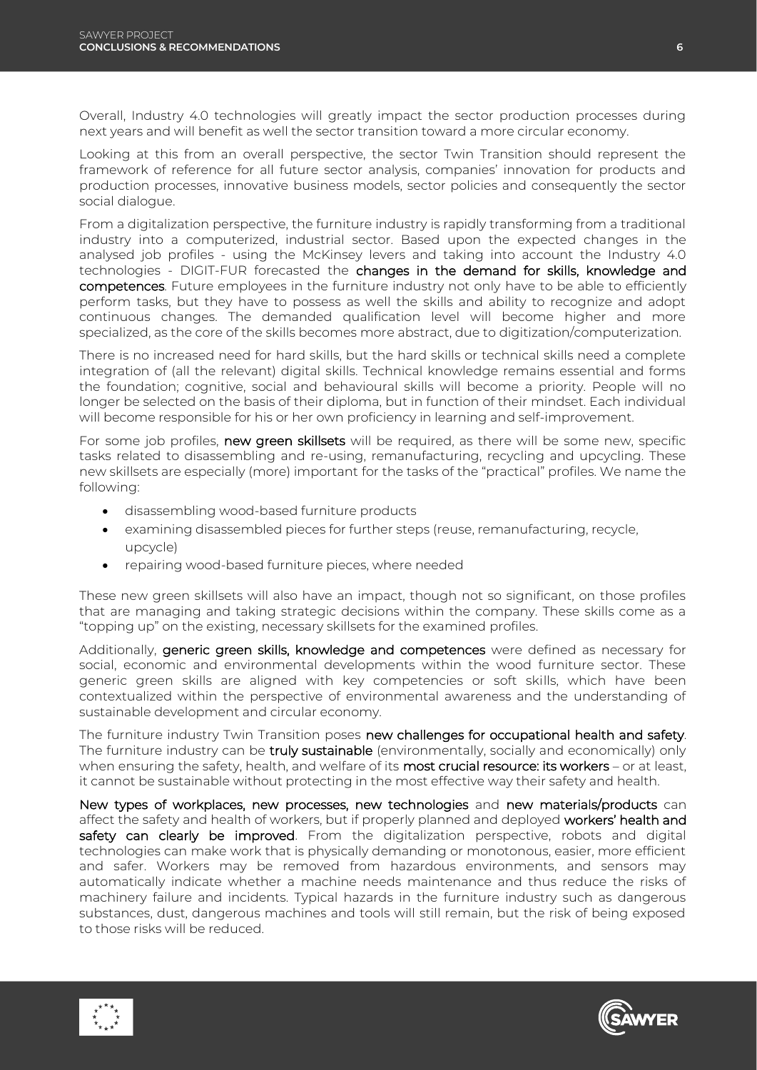Overall, Industry 4.0 technologies will greatly impact the sector production processes during next years and will benefit as well the sector transition toward a more circular economy.

Looking at this from an overall perspective, the sector Twin Transition should represent the framework of reference for all future sector analysis, companies' innovation for products and production processes, innovative business models, sector policies and consequently the sector social dialogue.

From a digitalization perspective, the furniture industry is rapidly transforming from a traditional industry into a computerized, industrial sector. Based upon the expected changes in the analysed job profiles - using the McKinsey levers and taking into account the Industry 4.0 technologies - DIGIT-FUR forecasted the **changes in the demand for skills, knowledge and competences**. Future employees in the furniture industry not only have to be able to efficiently perform tasks, but they have to possess as well the skills and ability to recognize and adopt continuous changes. The demanded qualification level will become higher and more specialized, as the core of the skills becomes more abstract, due to digitization/computerization.

There is no increased need for hard skills, but the hard skills or technical skills need a complete integration of (all the relevant) digital skills. Technical knowledge remains essential and forms the foundation; cognitive, social and behavioural skills will become a priority. People will no longer be selected on the basis of their diploma, but in function of their mindset. Each individual will become responsible for his or her own proficiency in learning and self-improvement.

For some job profiles, **new green skillsets** will be required, as there will be some new, specific tasks related to disassembling and re-using, remanufacturing, recycling and upcycling. These new skillsets are especially (more) important for the tasks of the "practical" profiles. We name the following:

- disassembling wood-based furniture products
- examining disassembled pieces for further steps (reuse, remanufacturing, recycle, upcycle)
- repairing wood-based furniture pieces, where needed

These new green skillsets will also have an impact, though not so significant, on those profiles that are managing and taking strategic decisions within the company. These skills come as a "topping up" on the existing, necessary skillsets for the examined profiles.

Additionally, **generic green skills, knowledge and competences** were defined as necessary for social, economic and environmental developments within the wood furniture sector. These generic green skills are aligned with key competencies or soft skills, which have been contextualized within the perspective of environmental awareness and the understanding of sustainable development and circular economy.

The furniture industry Twin Transition poses **new challenges for occupational health and safety**. The furniture industry can be **truly sustainable** (environmentally, socially and economically) only when ensuring the safety, health, and welfare of its **most crucial resource: its workers** – or at least, it cannot be sustainable without protecting in the most effective way their safety and health.

**New types of workplaces, new processes, new technologies** and **new materials/products** can affect the safety and health of workers, but if properly planned and deployed **workers' health and safety can clearly be improved**. From the digitalization perspective, robots and digital technologies can make work that is physically demanding or monotonous, easier, more efficient and safer. Workers may be removed from hazardous environments, and sensors may automatically indicate whether a machine needs maintenance and thus reduce the risks of machinery failure and incidents. Typical hazards in the furniture industry such as dangerous substances, dust, dangerous machines and tools will still remain, but the risk of being exposed to those risks will be reduced.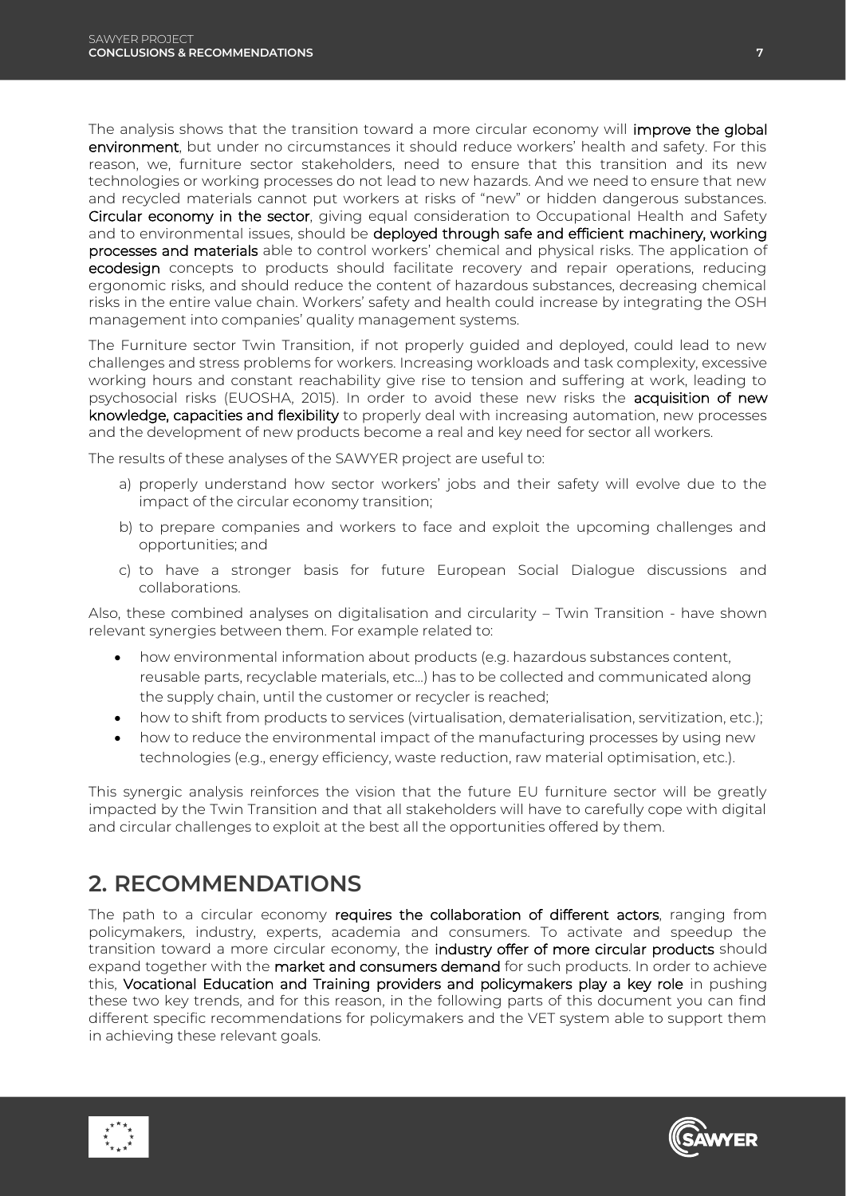The analysis shows that the transition toward a more circular economy will **improve the global environment**, but under no circumstances it should reduce workers' health and safety. For this reason, we, furniture sector stakeholders, need to ensure that this transition and its new technologies or working processes do not lead to new hazards. And we need to ensure that new and recycled materials cannot put workers at risks of "new" or hidden dangerous substances. **Circular economy in the sector**, giving equal consideration to Occupational Health and Safety and to environmental issues, should be **deployed through safe and efficient machinery, working processes and materials** able to control workers' chemical and physical risks. The application of **ecodesign** concepts to products should facilitate recovery and repair operations, reducing ergonomic risks, and should reduce the content of hazardous substances, decreasing chemical risks in the entire value chain. Workers' safety and health could increase by integrating the OSH management into companies' quality management systems.

The Furniture sector Twin Transition, if not properly guided and deployed, could lead to new challenges and stress problems for workers. Increasing workloads and task complexity, excessive working hours and constant reachability give rise to tension and suffering at work, leading to psychosocial risks (EUOSHA, 2015). In order to avoid these new risks the **acquisition of new knowledge, capacities and flexibility** to properly deal with increasing automation, new processes and the development of new products become a real and key need for sector all workers.

The results of these analyses of the SAWYER project are useful to:

a) properly understand how sector workers' jobs and their safety will evolve due to the impact of the circular economy transition;
b) to prepare companies and workers to face and exploit the upcoming challenges and opportunities; and
c) to have a stronger basis for future European Social Dialogue discussions and collaborations.

Also, these combined analyses on digitalisation and circularity – Twin Transition - have shown relevant synergies between them. For example related to:

- how environmental information about products (e.g. hazardous substances content, reusable parts, recyclable materials, etc…) has to be collected and communicated along the supply chain, until the customer or recycler is reached;
- how to shift from products to services (virtualisation, dematerialisation, servitization, etc.);
- how to reduce the environmental impact of the manufacturing processes by using new technologies (e.g., energy efficiency, waste reduction, raw material optimisation, etc.).

This synergic analysis reinforces the vision that the future EU furniture sector will be greatly impacted by the Twin Transition and that all stakeholders will have to carefully cope with digital and circular challenges to exploit at the best all the opportunities offered by them.

## 2. RECOMMENDATIONS

The path to a circular economy **requires the collaboration of different actors**, ranging from policymakers, industry, experts, academia and consumers. To activate and speedup the transition toward a more circular economy, the **industry offer of more circular products** should expand together with the **market and consumers demand** for such products. In order to achieve this, **Vocational Education and Training providers and policymakers play a key role** in pushing these two key trends, and for this reason, in the following parts of this document you can find different specific recommendations for policymakers and the VET system able to support them in achieving these relevant goals.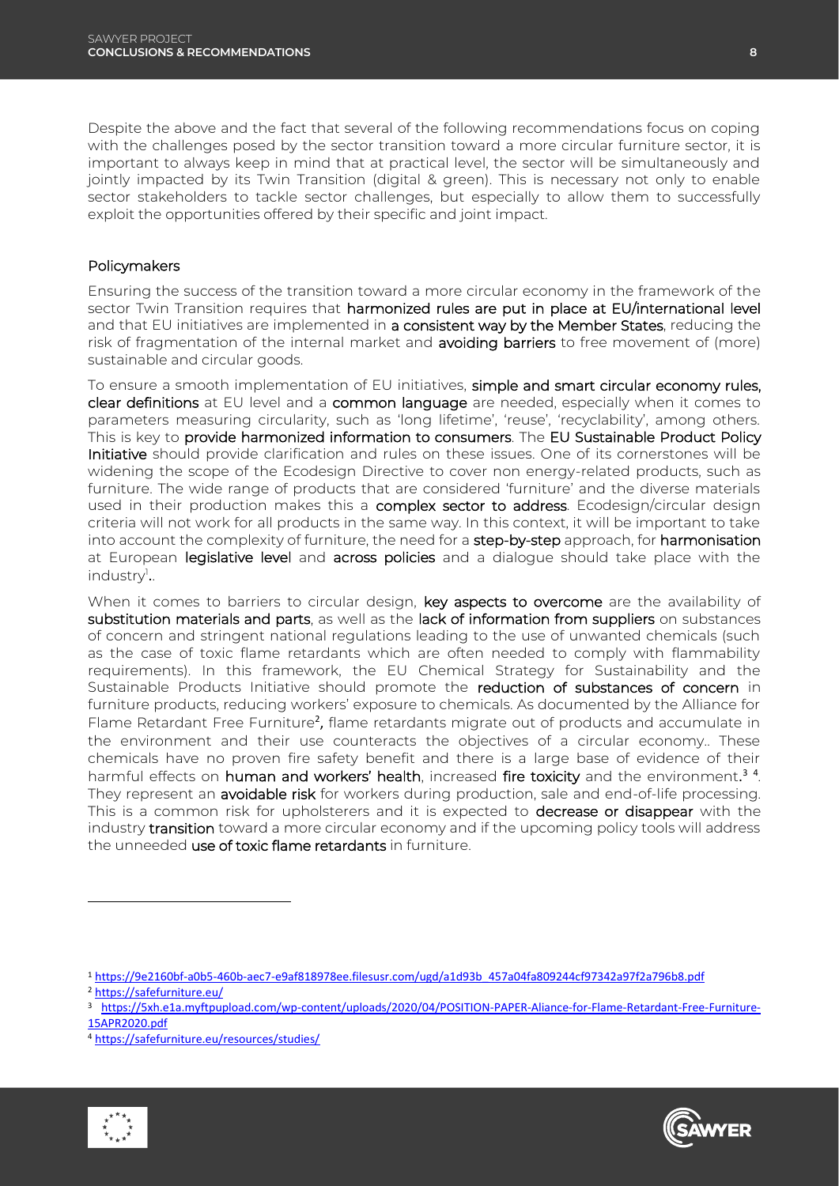Despite the above and the fact that several of the following recommendations focus on coping with the challenges posed by the sector transition toward a more circular furniture sector, it is important to always keep in mind that at practical level, the sector will be simultaneously and jointly impacted by its Twin Transition (digital & green). This is necessary not only to enable sector stakeholders to tackle sector challenges, but especially to allow them to successfully exploit the opportunities offered by their specific and joint impact.

## Policymakers

Ensuring the success of the transition toward a more circular economy in the framework of the sector Twin Transition requires that **harmonized rules are put in place at EU/international level** and that EU initiatives are implemented in **a consistent way by the Member States**, reducing the risk of fragmentation of the internal market and **avoiding barriers** to free movement of (more) sustainable and circular goods.

To ensure a smooth implementation of EU initiatives, **simple and smart circular economy rules, clear definitions** at EU level and a **common language** are needed, especially when it comes to parameters measuring circularity, such as 'long lifetime', 'reuse', 'recyclability', among others. This is key to **provide harmonized information to consumers**. The **EU Sustainable Product Policy Initiative** should provide clarification and rules on these issues. One of its cornerstones will be widening the scope of the Ecodesign Directive to cover non energy-related products, such as furniture. The wide range of products that are considered 'furniture' and the diverse materials used in their production makes this a **complex sector to address**. Ecodesign/circular design criteria will not work for all products in the same way. In this context, it will be important to take into account the complexity of furniture, the need for a **step-by-step** approach, for **harmonisation** at European **legislative level** and **across policies** and a dialogue should take place with the industry[1]..

When it comes to barriers to circular design, **key aspects to overcome** are the availability of **substitution materials and parts**, as well as the **lack of information from suppliers** on substances of concern and stringent national regulations leading to the use of unwanted chemicals (such as the case of toxic flame retardants which are often needed to comply with flammability requirements). In this framework, the EU Chemical Strategy for Sustainability and the Sustainable Products Initiative should promote the **reduction of substances of concern** in furniture products, reducing workers' exposure to chemicals. As documented by the Alliance for Flame Retardant Free Furniture[2], flame retardants migrate out of products and accumulate in the environment and their use counteracts the objectives of a circular economy.. These chemicals have no proven fire safety benefit and there is a large base of evidence of their harmful effects on **human and workers' health**, increased **fire toxicity** and the environment.[3] [4]. They represent an **avoidable risk** for workers during production, sale and end-of-life processing. This is a common risk for upholsterers and it is expected to **decrease or disappear** with the industry **transition** toward a more circular economy and if the upcoming policy tools will address the unneeded **use of toxic flame retardants** in furniture.

---

[1] https://9e2160bf-a0b5-460b-aec7-e9af818978ee.filesusr.com/ugd/a1d93b_457a04fa809244cf97342a97f2a796b8.pdf

[2] https://safefurniture.eu/

[3] https://5xh.e1a.myftpupload.com/wp-content/uploads/2020/04/POSITION-PAPER-Aliance-for-Flame-Retardant-Free-Furniture-15APR2020.pdf

[4] https://safefurniture.eu/resources/studies/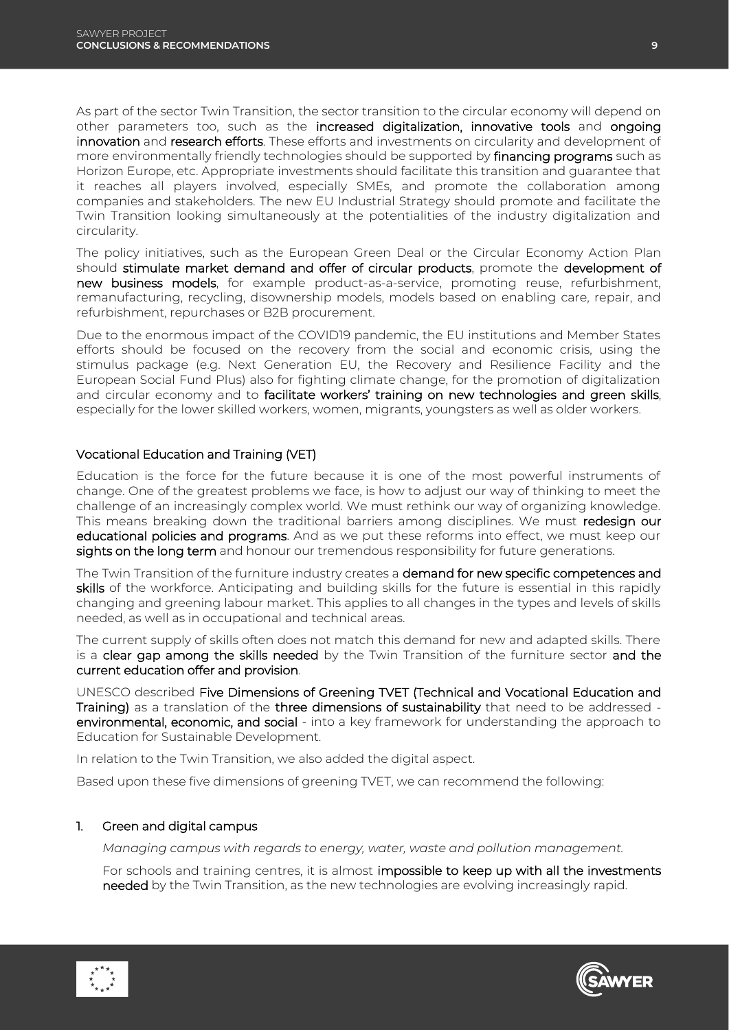As part of the sector Twin Transition, the sector transition to the circular economy will depend on other parameters too, such as the **increased digitalization, innovative tools** and **ongoing innovation** and **research efforts**. These efforts and investments on circularity and development of more environmentally friendly technologies should be supported by **financing programs** such as Horizon Europe, etc. Appropriate investments should facilitate this transition and guarantee that it reaches all players involved, especially SMEs, and promote the collaboration among companies and stakeholders. The new EU Industrial Strategy should promote and facilitate the Twin Transition looking simultaneously at the potentialities of the industry digitalization and circularity.

The policy initiatives, such as the European Green Deal or the Circular Economy Action Plan should **stimulate market demand and offer of circular products**, promote the **development of new business models**, for example product-as-a-service, promoting reuse, refurbishment, remanufacturing, recycling, disownership models, models based on enabling care, repair, and refurbishment, repurchases or B2B procurement.

Due to the enormous impact of the COVID19 pandemic, the EU institutions and Member States efforts should be focused on the recovery from the social and economic crisis, using the stimulus package (e.g. Next Generation EU, the Recovery and Resilience Facility and the European Social Fund Plus) also for fighting climate change, for the promotion of digitalization and circular economy and to **facilitate workers' training on new technologies and green skills**, especially for the lower skilled workers, women, migrants, youngsters as well as older workers.

## Vocational Education and Training (VET)

Education is the force for the future because it is one of the most powerful instruments of change. One of the greatest problems we face, is how to adjust our way of thinking to meet the challenge of an increasingly complex world. We must rethink our way of organizing knowledge. This means breaking down the traditional barriers among disciplines. We must **redesign our educational policies and programs**. And as we put these reforms into effect, we must keep our **sights on the long term** and honour our tremendous responsibility for future generations.

The Twin Transition of the furniture industry creates a **demand for new specific competences and skills** of the workforce. Anticipating and building skills for the future is essential in this rapidly changing and greening labour market. This applies to all changes in the types and levels of skills needed, as well as in occupational and technical areas.

The current supply of skills often does not match this demand for new and adapted skills. There is a **clear gap among the skills needed** by the Twin Transition of the furniture sector **and the current education offer and provision**.

UNESCO described **Five Dimensions of Greening TVET (Technical and Vocational Education and Training)** as a translation of the **three dimensions of sustainability** that need to be addressed - **environmental, economic, and social** - into a key framework for understanding the approach to Education for Sustainable Development.

In relation to the Twin Transition, we also added the digital aspect.

Based upon these five dimensions of greening TVET, we can recommend the following:

### 1. Green and digital campus

*Managing campus with regards to energy, water, waste and pollution management.*

For schools and training centres, it is almost **impossible to keep up with all the investments needed** by the Twin Transition, as the new technologies are evolving increasingly rapid.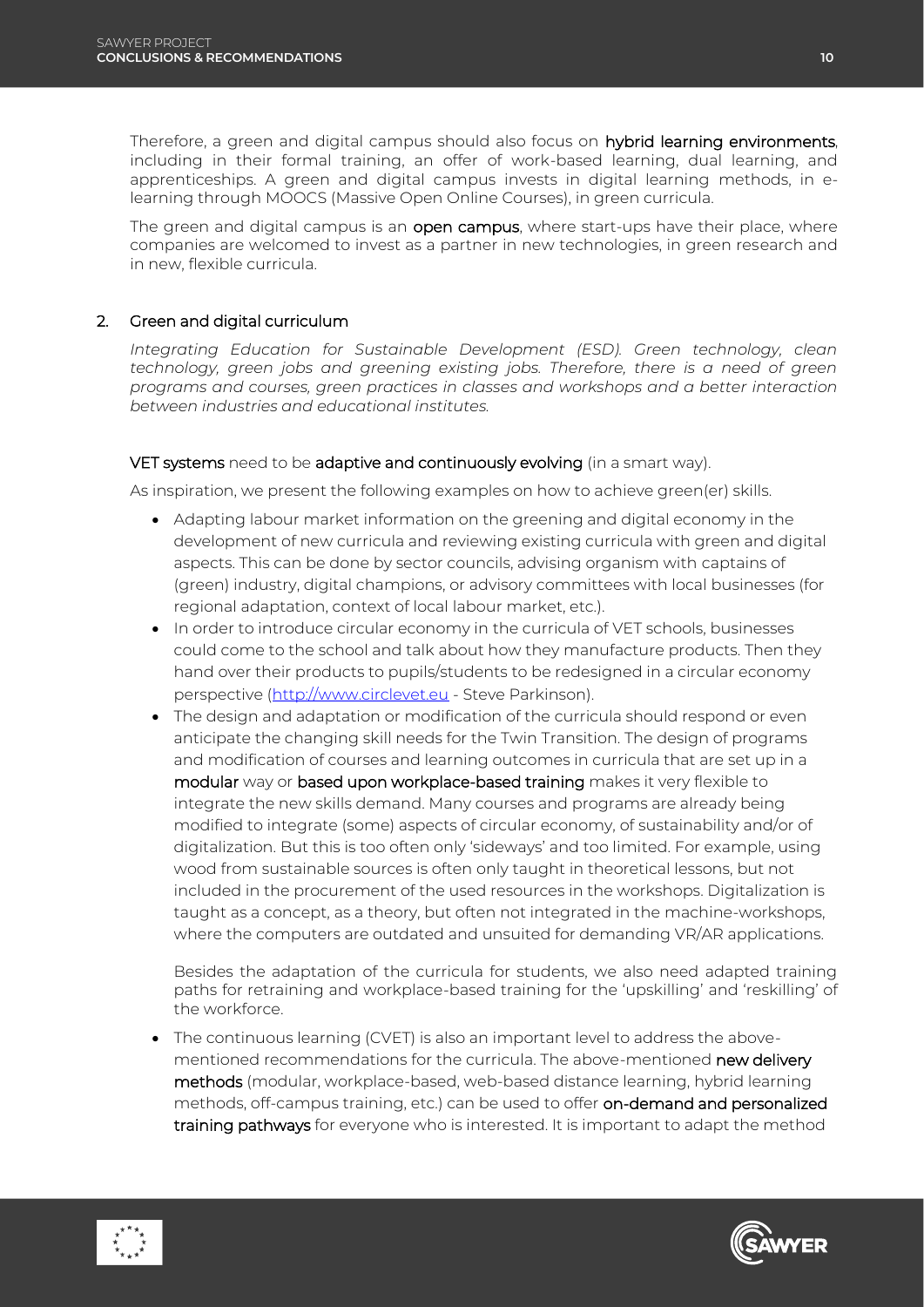Therefore, a green and digital campus should also focus on **hybrid learning environments**, including in their formal training, an offer of work-based learning, dual learning, and apprenticeships. A green and digital campus invests in digital learning methods, in e-learning through MOOCS (Massive Open Online Courses), in green curricula.

The green and digital campus is an **open campus**, where start-ups have their place, where companies are welcomed to invest as a partner in new technologies, in green research and in new, flexible curricula.

## 2. Green and digital curriculum

*Integrating Education for Sustainable Development (ESD). Green technology, clean technology, green jobs and greening existing jobs. Therefore, there is a need of green programs and courses, green practices in classes and workshops and a better interaction between industries and educational institutes.*

**VET systems** need to be **adaptive and continuously evolving** (in a smart way).

As inspiration, we present the following examples on how to achieve green(er) skills.

- Adapting labour market information on the greening and digital economy in the development of new curricula and reviewing existing curricula with green and digital aspects. This can be done by sector councils, advising organism with captains of (green) industry, digital champions, or advisory committees with local businesses (for regional adaptation, context of local labour market, etc.).
- In order to introduce circular economy in the curricula of VET schools, businesses could come to the school and talk about how they manufacture products. Then they hand over their products to pupils/students to be redesigned in a circular economy perspective ([http://www.circlevet.eu](http://www.circlevet.eu) - Steve Parkinson).
- The design and adaptation or modification of the curricula should respond or even anticipate the changing skill needs for the Twin Transition. The design of programs and modification of courses and learning outcomes in curricula that are set up in a **modular** way or **based upon workplace-based training** makes it very flexible to integrate the new skills demand. Many courses and programs are already being modified to integrate (some) aspects of circular economy, of sustainability and/or of digitalization. But this is too often only 'sideways' and too limited. For example, using wood from sustainable sources is often only taught in theoretical lessons, but not included in the procurement of the used resources in the workshops. Digitalization is taught as a concept, as a theory, but often not integrated in the machine-workshops, where the computers are outdated and unsuited for demanding VR/AR applications.

  Besides the adaptation of the curricula for students, we also need adapted training paths for retraining and workplace-based training for the 'upskilling' and 'reskilling' of the workforce.

- The continuous learning (CVET) is also an important level to address the above-mentioned recommendations for the curricula. The above-mentioned **new delivery methods** (modular, workplace-based, web-based distance learning, hybrid learning methods, off-campus training, etc.) can be used to offer **on-demand and personalized training pathways** for everyone who is interested. It is important to adapt the method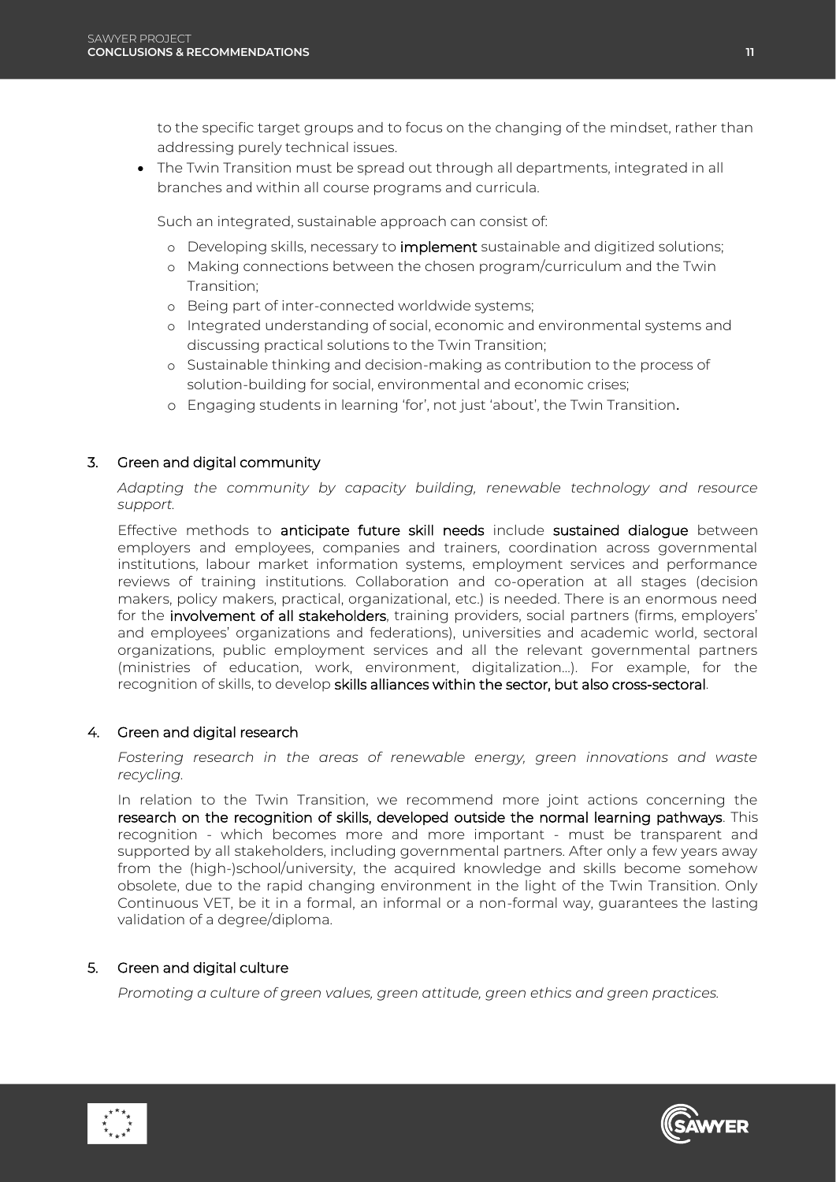to the specific target groups and to focus on the changing of the mindset, rather than addressing purely technical issues.

- The Twin Transition must be spread out through all departments, integrated in all branches and within all course programs and curricula.

  Such an integrated, sustainable approach can consist of:

  - Developing skills, necessary to **implement** sustainable and digitized solutions;
  - Making connections between the chosen program/curriculum and the Twin Transition;
  - Being part of inter-connected worldwide systems;
  - Integrated understanding of social, economic and environmental systems and discussing practical solutions to the Twin Transition;
  - Sustainable thinking and decision-making as contribution to the process of solution-building for social, environmental and economic crises;
  - Engaging students in learning 'for', not just 'about', the Twin Transition.

### 3. Green and digital community

*Adapting the community by capacity building, renewable technology and resource support.*

Effective methods to **anticipate future skill needs** include **sustained dialogue** between employers and employees, companies and trainers, coordination across governmental institutions, labour market information systems, employment services and performance reviews of training institutions. Collaboration and co-operation at all stages (decision makers, policy makers, practical, organizational, etc.) is needed. There is an enormous need for the **involvement of all stakeholders**, training providers, social partners (firms, employers' and employees' organizations and federations), universities and academic world, sectoral organizations, public employment services and all the relevant governmental partners (ministries of education, work, environment, digitalization…). For example, for the recognition of skills, to develop **skills alliances within the sector, but also cross-sectoral**.

### 4. Green and digital research

*Fostering research in the areas of renewable energy, green innovations and waste recycling.*

In relation to the Twin Transition, we recommend more joint actions concerning the **research on the recognition of skills, developed outside the normal learning pathways**. This recognition - which becomes more and more important - must be transparent and supported by all stakeholders, including governmental partners. After only a few years away from the (high-)school/university, the acquired knowledge and skills become somehow obsolete, due to the rapid changing environment in the light of the Twin Transition. Only Continuous VET, be it in a formal, an informal or a non-formal way, guarantees the lasting validation of a degree/diploma.

### 5. Green and digital culture

*Promoting a culture of green values, green attitude, green ethics and green practices.*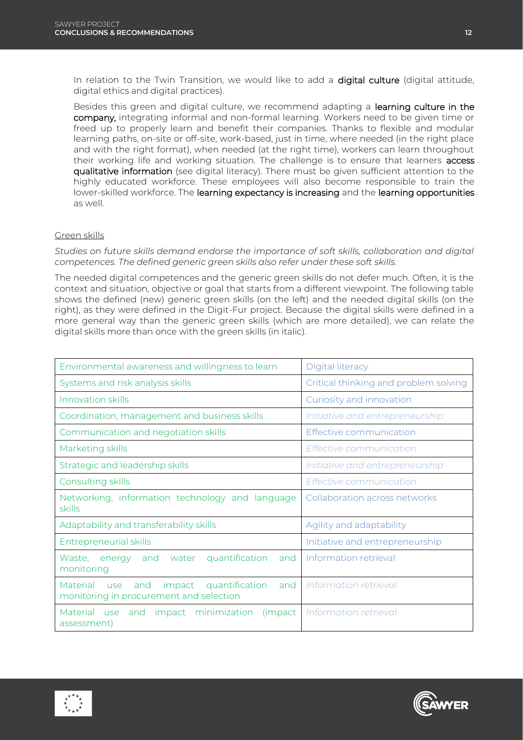In relation to the Twin Transition, we would like to add a **digital culture** (digital attitude, digital ethics and digital practices).

Besides this green and digital culture, we recommend adapting a **learning culture in the company,** integrating informal and non-formal learning. Workers need to be given time or freed up to properly learn and benefit their companies. Thanks to flexible and modular learning paths, on-site or off-site, work-based, just in time, where needed (in the right place and with the right format), when needed (at the right time), workers can learn throughout their working life and working situation. The challenge is to ensure that learners **access qualitative information** (see digital literacy). There must be given sufficient attention to the highly educated workforce. These employees will also become responsible to train the lower-skilled workforce. The **learning expectancy is increasing** and the **learning opportunities** as well.

Green skills

*Studies on future skills demand endorse the importance of soft skills, collaboration and digital competences. The defined generic green skills also refer under these soft skills.*

The needed digital competences and the generic green skills do not defer much. Often, it is the context and situation, objective or goal that starts from a different viewpoint. The following table shows the defined (new) generic green skills (on the left) and the needed digital skills (on the right), as they were defined in the Digit-Fur project. Because the digital skills were defined in a more general way than the generic green skills (which are more detailed), we can relate the digital skills more than once with the green skills (in italic).

| Green skills | Digital skills |
|---|---|
| Environmental awareness and willingness to learn | Digital literacy |
| Systems and risk analysis skills | Critical thinking and problem solving |
| Innovation skills | Curiosity and innovation |
| Coordination, management and business skills | *Initiative and entrepreneurship* |
| Communication and negotiation skills | Effective communication |
| Marketing skills | *Effective communication* |
| Strategic and leadership skills | *Initiative and entrepreneurship* |
| Consulting skills | *Effective communication* |
| Networking, information technology and language skills | Collaboration across networks |
| Adaptability and transferability skills | Agility and adaptability |
| Entrepreneurial skills | Initiative and entrepreneurship |
| Waste, energy and water quantification and monitoring | Information retrieval |
| Material use and impact quantification and monitoring in procurement and selection | *Information retrieval* |
| Material use and impact minimization (impact assessment) | *Information retrieval* |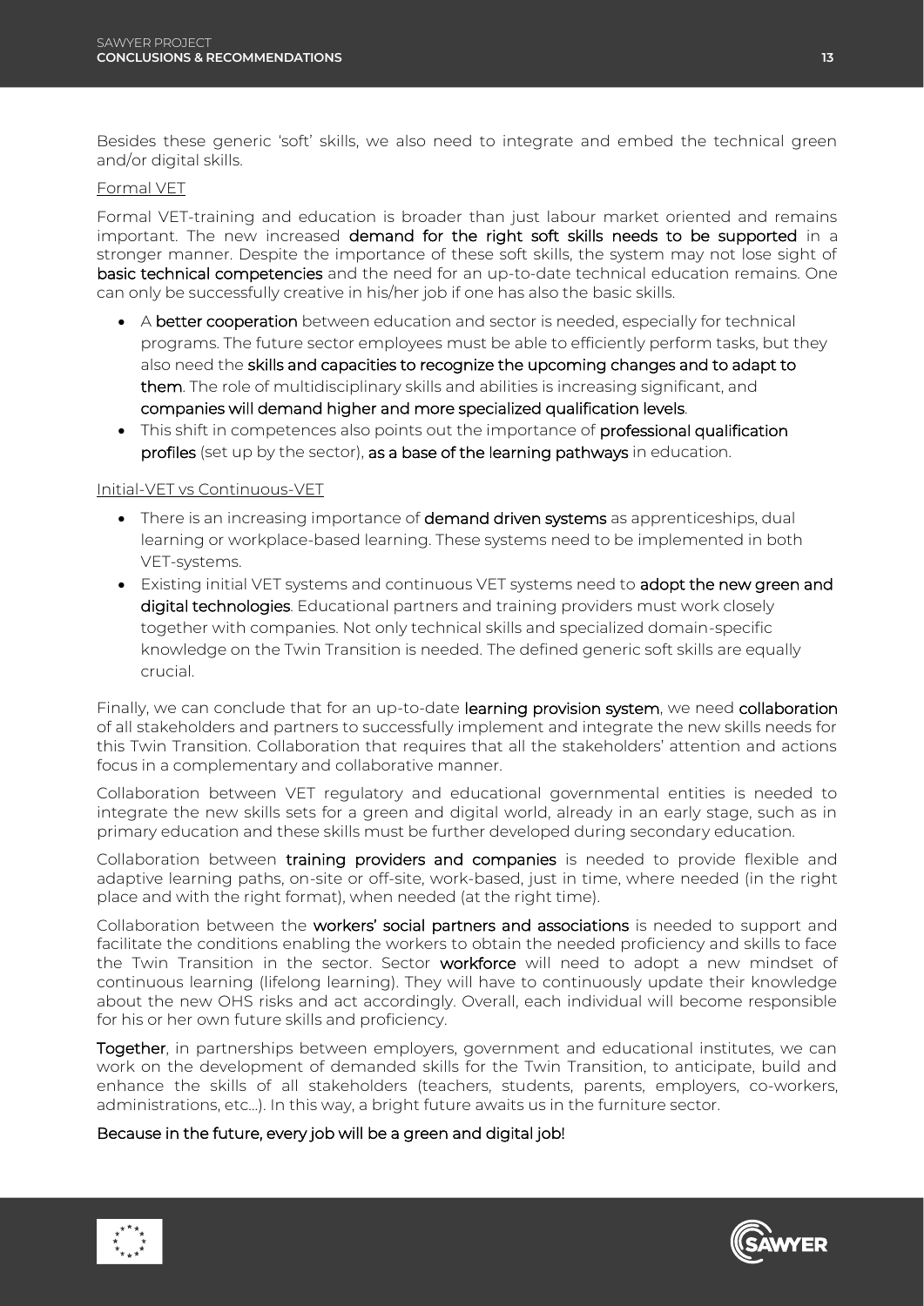Besides these generic 'soft' skills, we also need to integrate and embed the technical green and/or digital skills.

Formal VET

Formal VET-training and education is broader than just labour market oriented and remains important. The new increased **demand for the right soft skills needs to be supported** in a stronger manner. Despite the importance of these soft skills, the system may not lose sight of **basic technical competencies** and the need for an up-to-date technical education remains. One can only be successfully creative in his/her job if one has also the basic skills.

- A **better cooperation** between education and sector is needed, especially for technical programs. The future sector employees must be able to efficiently perform tasks, but they also need the **skills and capacities to recognize the upcoming changes and to adapt to them**. The role of multidisciplinary skills and abilities is increasing significant, and **companies will demand higher and more specialized qualification levels**.
- This shift in competences also points out the importance of **professional qualification profiles** (set up by the sector), **as a base of the learning pathways** in education.

Initial-VET vs Continuous-VET

- There is an increasing importance of **demand driven systems** as apprenticeships, dual learning or workplace-based learning. These systems need to be implemented in both VET-systems.
- Existing initial VET systems and continuous VET systems need to **adopt the new green and digital technologies**. Educational partners and training providers must work closely together with companies. Not only technical skills and specialized domain-specific knowledge on the Twin Transition is needed. The defined generic soft skills are equally crucial.

Finally, we can conclude that for an up-to-date **learning provision system**, we need **collaboration** of all stakeholders and partners to successfully implement and integrate the new skills needs for this Twin Transition. Collaboration that requires that all the stakeholders' attention and actions focus in a complementary and collaborative manner.

Collaboration between VET regulatory and educational governmental entities is needed to integrate the new skills sets for a green and digital world, already in an early stage, such as in primary education and these skills must be further developed during secondary education.

Collaboration between **training providers and companies** is needed to provide flexible and adaptive learning paths, on-site or off-site, work-based, just in time, where needed (in the right place and with the right format), when needed (at the right time).

Collaboration between the **workers' social partners and associations** is needed to support and facilitate the conditions enabling the workers to obtain the needed proficiency and skills to face the Twin Transition in the sector. Sector **workforce** will need to adopt a new mindset of continuous learning (lifelong learning). They will have to continuously update their knowledge about the new OHS risks and act accordingly. Overall, each individual will become responsible for his or her own future skills and proficiency.

**Together**, in partnerships between employers, government and educational institutes, we can work on the development of demanded skills for the Twin Transition, to anticipate, build and enhance the skills of all stakeholders (teachers, students, parents, employers, co-workers, administrations, etc…). In this way, a bright future awaits us in the furniture sector.

**Because in the future, every job will be a green and digital job!**